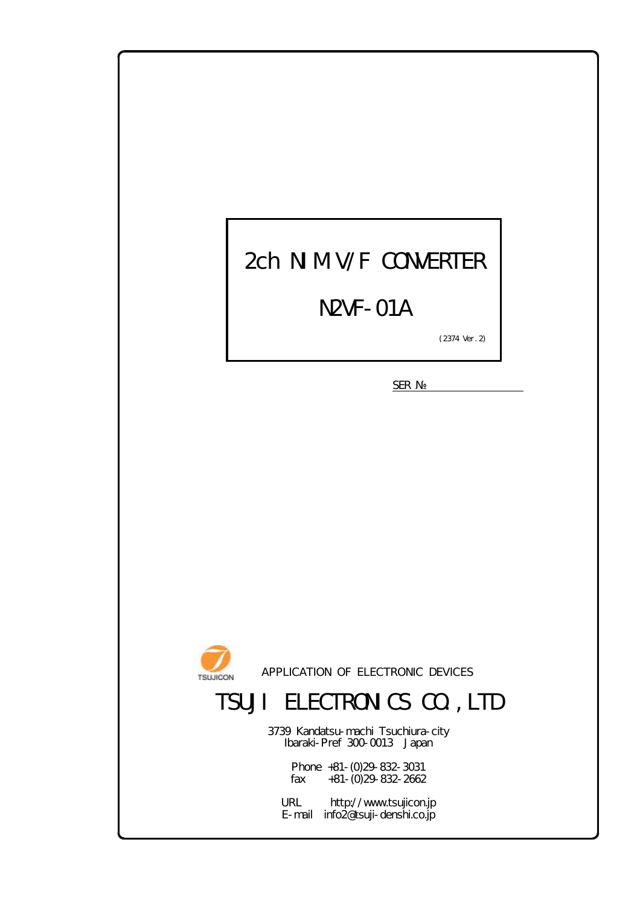# 2ch NIM V/F CONVERTER

# N2VF-01A

(2374 Ver.2)

SER №

TSUJICON

APPLICATION OF ELECTRONIC DEVICES

## TSUJI ELECTRONICS CO.,LTD

3739 Kandatsu-machi Tsuchiura-city
Ibaraki-Pref 300-0013 Japan

Phone +81-(0)29-832-3031
fax +81-(0)29-832-2662

URL http://www.tsujicon.jp
E-mail info2@tsuji-denshi.co.jp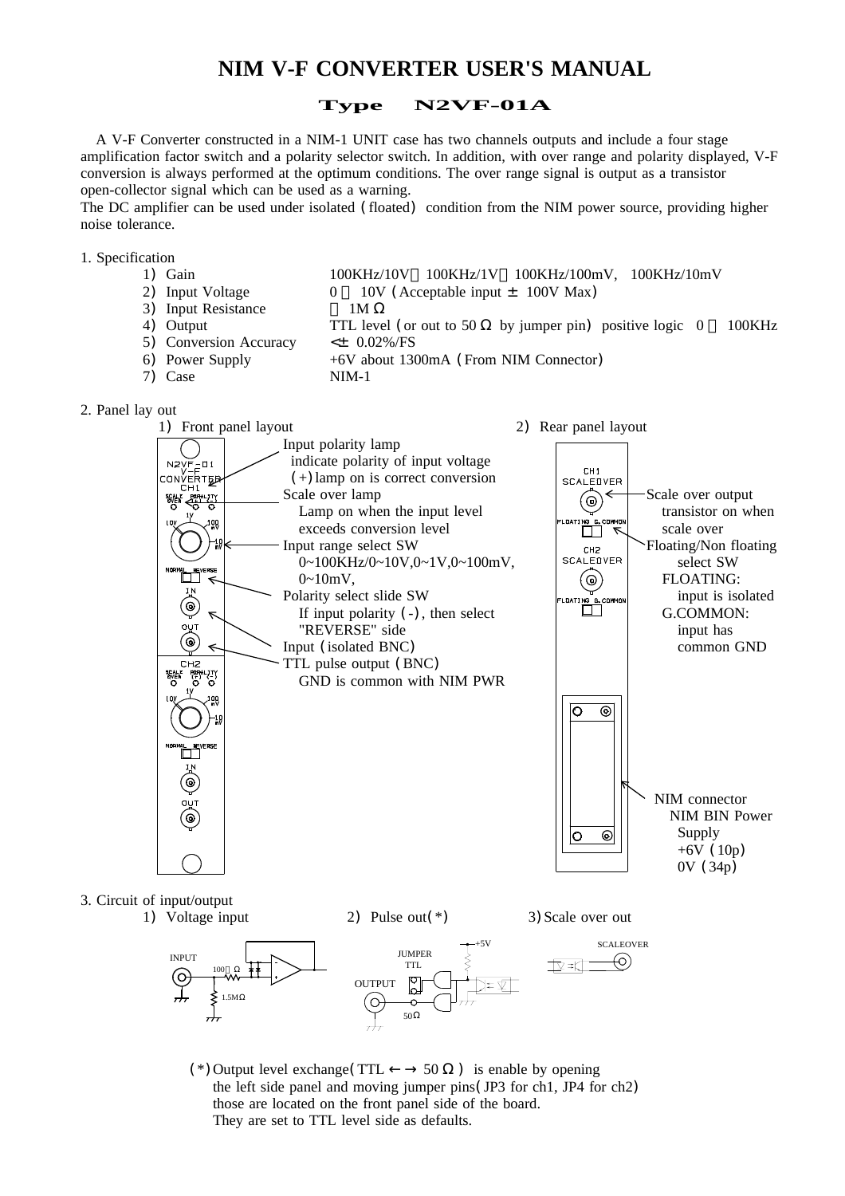# NIM V-F CONVERTER USER'S MANUAL

## Type N2VF-01A

A V-F Converter constructed in a NIM-1 UNIT case has two channels outputs and include a four stage amplification factor switch and a polarity selector switch. In addition, with over range and polarity displayed, V-F conversion is always performed at the optimum conditions. The over range signal is output as a transistor open-collector signal which can be used as a warning.
The DC amplifier can be used under isolated (floated) condition from the NIM power source, providing higher noise tolerance.

1. Specification

| | |
|---|---|
| 1) Gain | 100KHz/10V, 100KHz/1V, 100KHz/100mV, 100KHz/10mV |
| 2) Input Voltage | 0 ~ 10V (Acceptable input ± 100V Max) |
| 3) Input Resistance | 1M Ω |
| 4) Output | TTL level (or out to 50 Ω by jumper pin) positive logic 0 ~ 100KHz |
| 5) Conversion Accuracy | <± 0.02%/FS |
| 6) Power Supply | +6V about 1300mA (From NIM Connector) |
| 7) Case | NIM-1 |

2. Panel lay out

1) Front panel layout

N2VF-01
V-F
CONVERTER
CH1
SCALE OVER
POLARITY (+) (-)
1V
10V
100 mV
10 mV
NORMAL REVERSE
IN
OUT
CH2

Input polarity lamp
indicate polarity of input voltage
(+) lamp on is correct conversion

Scale over lamp
Lamp on when the input level exceeds conversion level

Input range select SW
0~100KHz/0~10V,0~1V,0~100mV, 0~10mV,

Polarity select slide SW
If input polarity (-), then select "REVERSE" side

Input (isolated BNC)

TTL pulse output (BNC)
GND is common with NIM PWR

2) Rear panel layout

CH1
SCALEOVER
FLOATING G.COMMON
CH2
SCALEOVER
FLOATING G.COMMON

Scale over output
transistor on when scale over

Floating/Non floating select SW
FLOATING:
input is isolated
G.COMMON:
input has common GND

NIM connector
NIM BIN Power Supply
+6V (10p)
0V (34p)

3. Circuit of input/output

1) Voltage input

INPUT
100 Ω
1.5MΩ

2) Pulse out(*)

+5V
JUMPER
TTL
OUTPUT
50Ω

3) Scale over out

SCALEOVER

(*) Output level exchange (TTL ←→ 50 Ω) is enable by opening the left side panel and moving jumper pins (JP3 for ch1, JP4 for ch2) those are located on the front panel side of the board.
They are set to TTL level side as defaults.